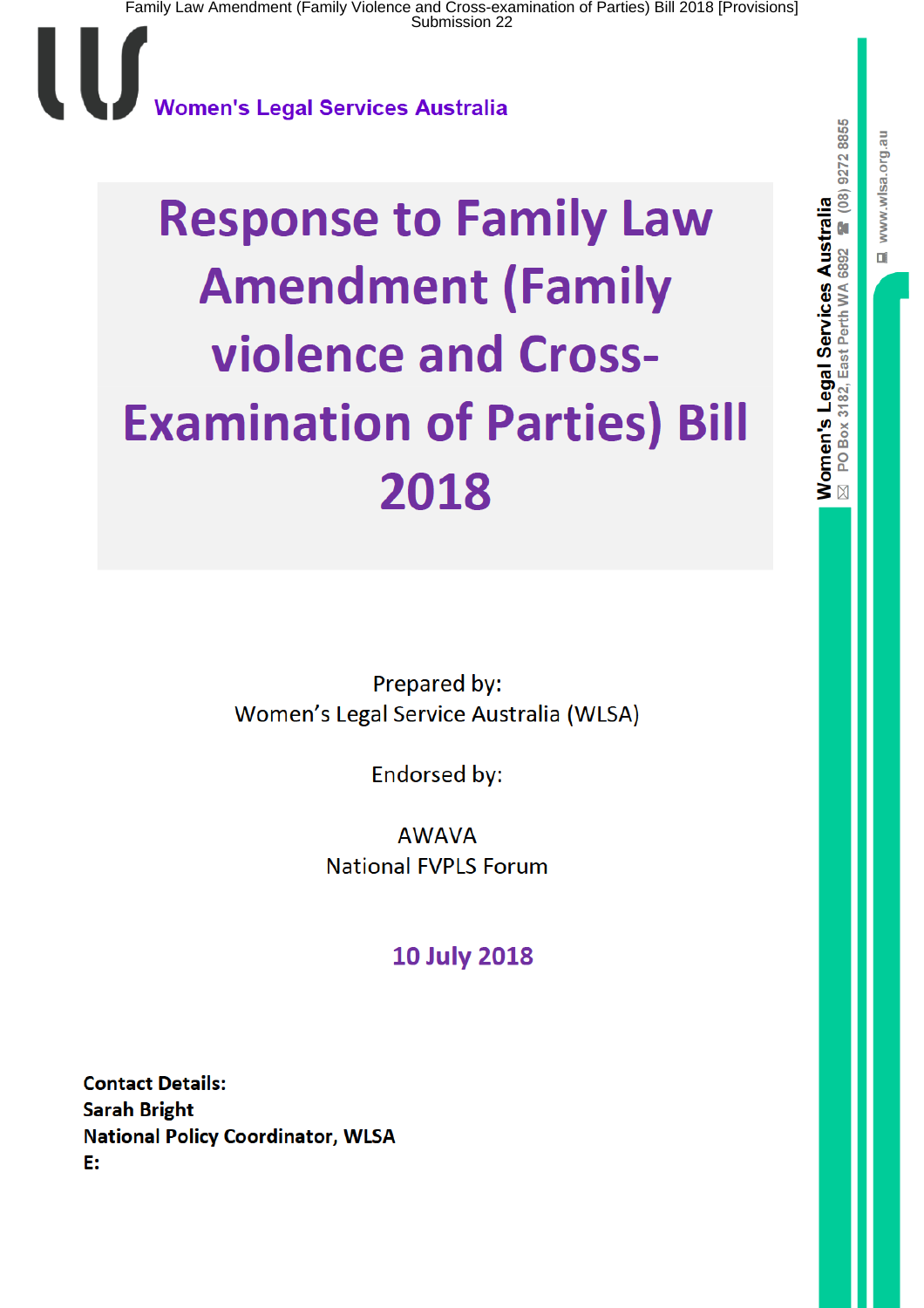Women's Legal Services Australia

# Response to Family Law Amendment (Family violence and Cross-Examination of Parties) Bill 2018

Prepared by:
Women's Legal Service Australia (WLSA)

Endorsed by:

AWAVA
National FVPLS Forum

**10 July 2018**

**Contact Details:**
**Sarah Bright**
**National Policy Coordinator, WLSA**
**E:**

Women's Legal Services Australia PO Box 3182, East Perth WA 6892 (08) 9272 8855 www.wlsa.org.au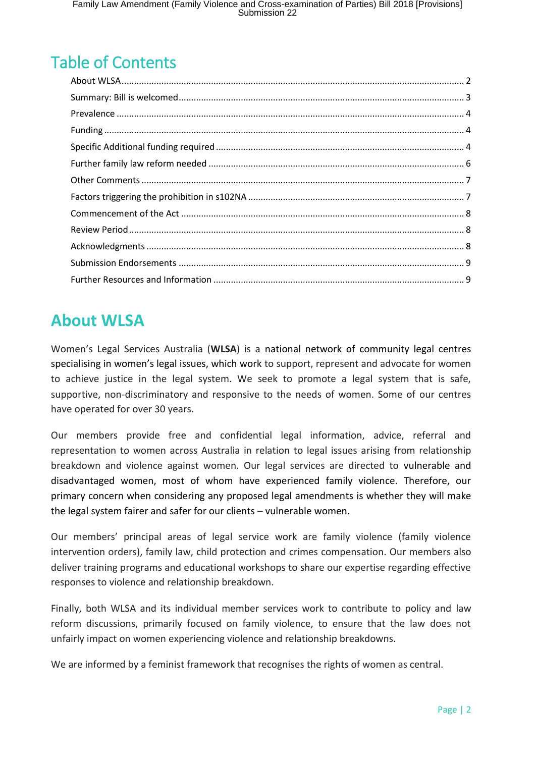# Table of Contents

- About WLSA ........ 2
- Summary: Bill is welcomed ........ 3
- Prevalence ........ 4
- Funding ........ 4
- Specific Additional funding required ........ 4
- Further family law reform needed ........ 6
- Other Comments ........ 7
- Factors triggering the prohibition in s102NA ........ 7
- Commencement of the Act ........ 8
- Review Period ........ 8
- Acknowledgments ........ 8
- Submission Endorsements ........ 9
- Further Resources and Information ........ 9

# About WLSA

Women's Legal Services Australia (**WLSA**) is a national network of community legal centres specialising in women's legal issues, which work to support, represent and advocate for women to achieve justice in the legal system. We seek to promote a legal system that is safe, supportive, non-discriminatory and responsive to the needs of women. Some of our centres have operated for over 30 years.

Our members provide free and confidential legal information, advice, referral and representation to women across Australia in relation to legal issues arising from relationship breakdown and violence against women. Our legal services are directed to vulnerable and disadvantaged women, most of whom have experienced family violence. Therefore, our primary concern when considering any proposed legal amendments is whether they will make the legal system fairer and safer for our clients – vulnerable women.

Our members' principal areas of legal service work are family violence (family violence intervention orders), family law, child protection and crimes compensation. Our members also deliver training programs and educational workshops to share our expertise regarding effective responses to violence and relationship breakdown.

Finally, both WLSA and its individual member services work to contribute to policy and law reform discussions, primarily focused on family violence, to ensure that the law does not unfairly impact on women experiencing violence and relationship breakdowns.

We are informed by a feminist framework that recognises the rights of women as central.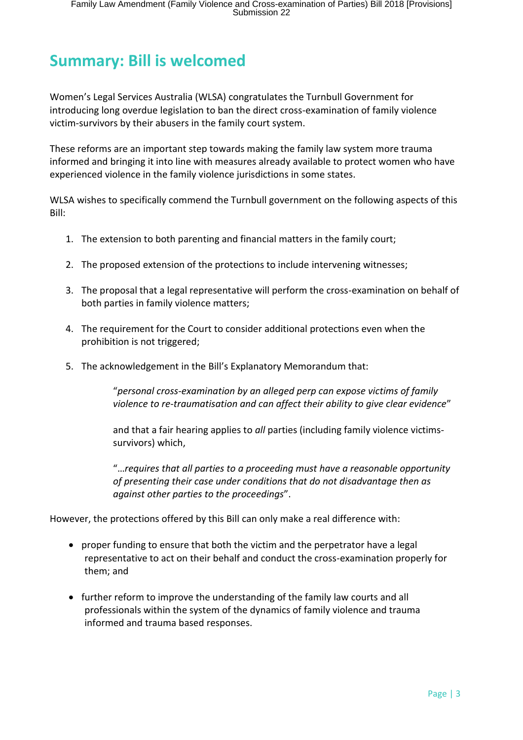# Summary: Bill is welcomed

Women's Legal Services Australia (WLSA) congratulates the Turnbull Government for introducing long overdue legislation to ban the direct cross-examination of family violence victim-survivors by their abusers in the family court system.

These reforms are an important step towards making the family law system more trauma informed and bringing it into line with measures already available to protect women who have experienced violence in the family violence jurisdictions in some states.

WLSA wishes to specifically commend the Turnbull government on the following aspects of this Bill:

1. The extension to both parenting and financial matters in the family court;

2. The proposed extension of the protections to include intervening witnesses;

3. The proposal that a legal representative will perform the cross-examination on behalf of both parties in family violence matters;

4. The requirement for the Court to consider additional protections even when the prohibition is not triggered;

5. The acknowledgement in the Bill's Explanatory Memorandum that:

   > "*personal cross-examination by an alleged perp can expose victims of family violence to re-traumatisation and can affect their ability to give clear evidence*"
   >
   > and that a fair hearing applies to *all* parties (including family violence victims-survivors) which,
   >
   > "…*requires that all parties to a proceeding must have a reasonable opportunity of presenting their case under conditions that do not disadvantage then as against other parties to the proceedings*".

However, the protections offered by this Bill can only make a real difference with:

- proper funding to ensure that both the victim and the perpetrator have a legal representative to act on their behalf and conduct the cross-examination properly for them; and

- further reform to improve the understanding of the family law courts and all professionals within the system of the dynamics of family violence and trauma informed and trauma based responses.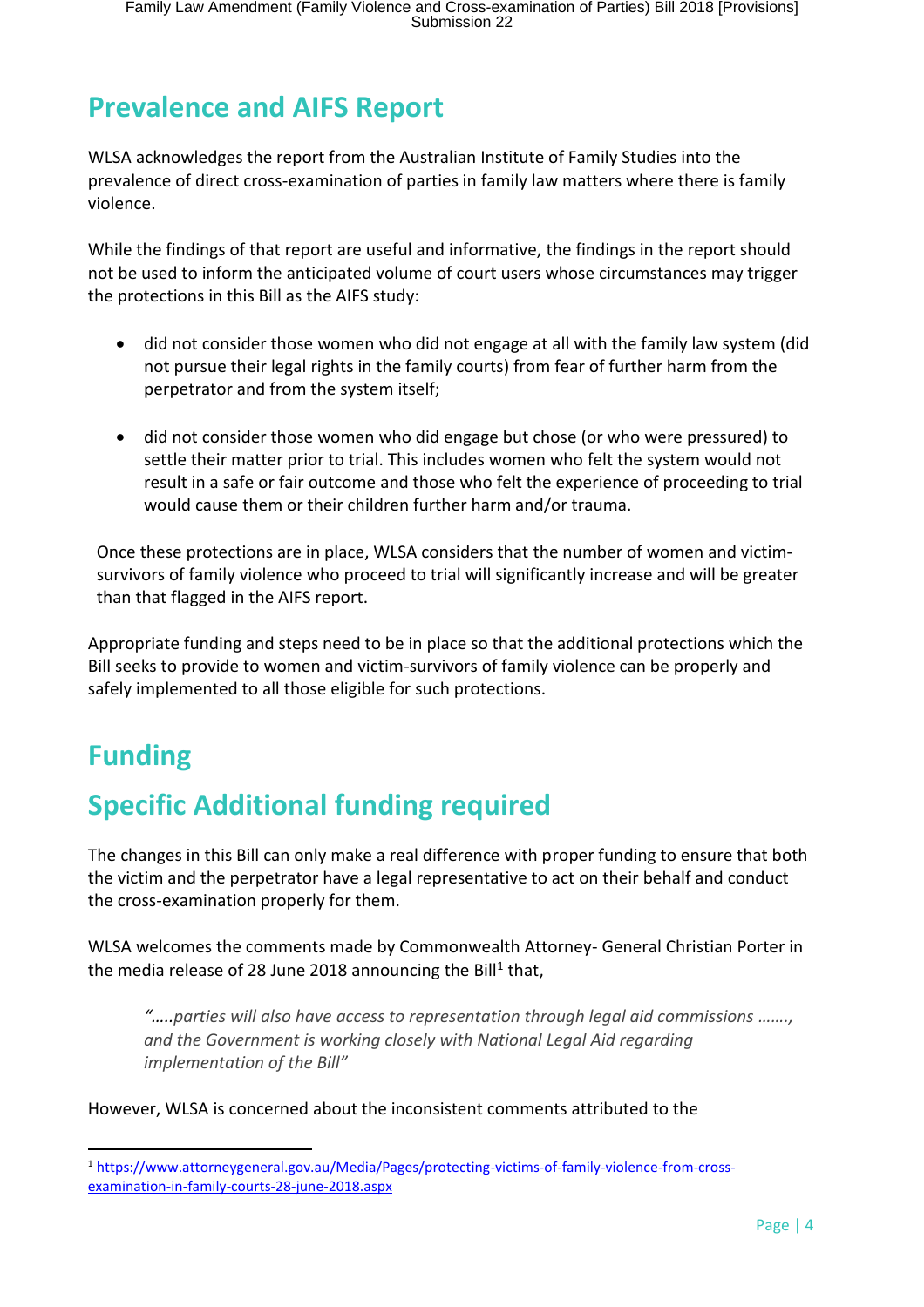## Prevalence and AIFS Report

WLSA acknowledges the report from the Australian Institute of Family Studies into the prevalence of direct cross-examination of parties in family law matters where there is family violence.

While the findings of that report are useful and informative, the findings in the report should not be used to inform the anticipated volume of court users whose circumstances may trigger the protections in this Bill as the AIFS study:

- did not consider those women who did not engage at all with the family law system (did not pursue their legal rights in the family courts) from fear of further harm from the perpetrator and from the system itself;

- did not consider those women who did engage but chose (or who were pressured) to settle their matter prior to trial. This includes women who felt the system would not result in a safe or fair outcome and those who felt the experience of proceeding to trial would cause them or their children further harm and/or trauma.

Once these protections are in place, WLSA considers that the number of women and victim-survivors of family violence who proceed to trial will significantly increase and will be greater than that flagged in the AIFS report.

Appropriate funding and steps need to be in place so that the additional protections which the Bill seeks to provide to women and victim-survivors of family violence can be properly and safely implemented to all those eligible for such protections.

## Funding

## Specific Additional funding required

The changes in this Bill can only make a real difference with proper funding to ensure that both the victim and the perpetrator have a legal representative to act on their behalf and conduct the cross-examination properly for them.

WLSA welcomes the comments made by Commonwealth Attorney- General Christian Porter in the media release of 28 June 2018 announcing the Bill[1] that,

> *"…..parties will also have access to representation through legal aid commissions ……., and the Government is working closely with National Legal Aid regarding implementation of the Bill"*

However, WLSA is concerned about the inconsistent comments attributed to the

[1] https://www.attorneygeneral.gov.au/Media/Pages/protecting-victims-of-family-violence-from-cross-examination-in-family-courts-28-june-2018.aspx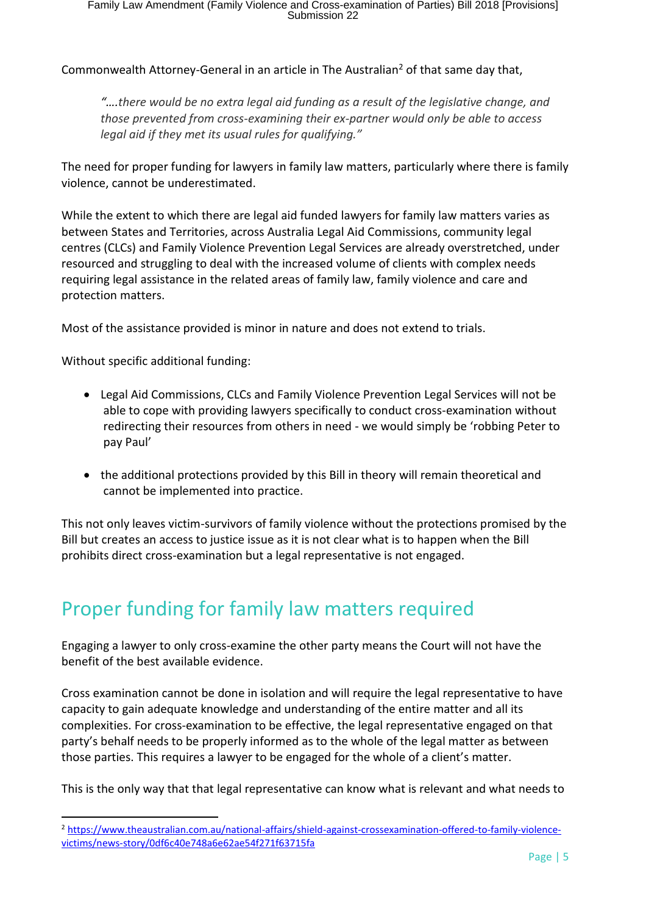Commonwealth Attorney-General in an article in The Australian[2] of that same day that,

> *"….there would be no extra legal aid funding as a result of the legislative change, and those prevented from cross-examining their ex-partner would only be able to access legal aid if they met its usual rules for qualifying."*

The need for proper funding for lawyers in family law matters, particularly where there is family violence, cannot be underestimated.

While the extent to which there are legal aid funded lawyers for family law matters varies as between States and Territories, across Australia Legal Aid Commissions, community legal centres (CLCs) and Family Violence Prevention Legal Services are already overstretched, under resourced and struggling to deal with the increased volume of clients with complex needs requiring legal assistance in the related areas of family law, family violence and care and protection matters.

Most of the assistance provided is minor in nature and does not extend to trials.

Without specific additional funding:

- Legal Aid Commissions, CLCs and Family Violence Prevention Legal Services will not be able to cope with providing lawyers specifically to conduct cross-examination without redirecting their resources from others in need - we would simply be 'robbing Peter to pay Paul'
- the additional protections provided by this Bill in theory will remain theoretical and cannot be implemented into practice.

This not only leaves victim-survivors of family violence without the protections promised by the Bill but creates an access to justice issue as it is not clear what is to happen when the Bill prohibits direct cross-examination but a legal representative is not engaged.

## Proper funding for family law matters required

Engaging a lawyer to only cross-examine the other party means the Court will not have the benefit of the best available evidence.

Cross examination cannot be done in isolation and will require the legal representative to have capacity to gain adequate knowledge and understanding of the entire matter and all its complexities. For cross-examination to be effective, the legal representative engaged on that party's behalf needs to be properly informed as to the whole of the legal matter as between those parties. This requires a lawyer to be engaged for the whole of a client's matter.

This is the only way that that legal representative can know what is relevant and what needs to

---

[2] https://www.theaustralian.com.au/national-affairs/shield-against-crossexamination-offered-to-family-violence-victims/news-story/0df6c40e748a6e62ae54f271f63715fa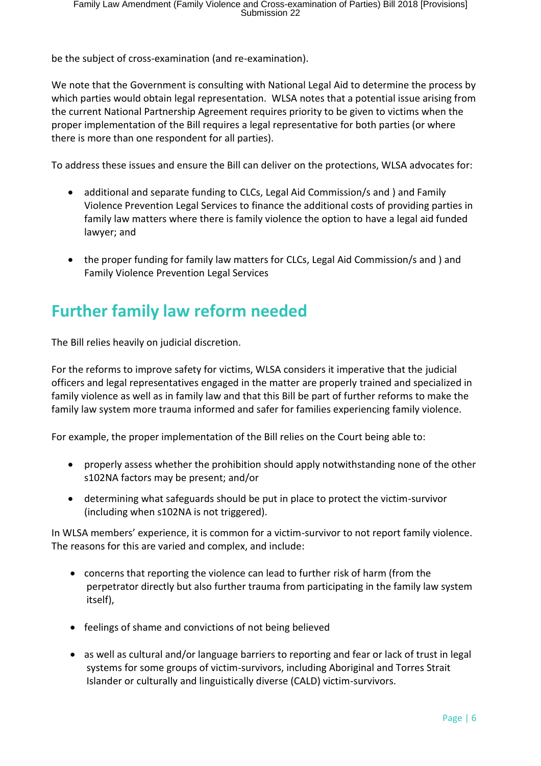be the subject of cross-examination (and re-examination).

We note that the Government is consulting with National Legal Aid to determine the process by which parties would obtain legal representation. WLSA notes that a potential issue arising from the current National Partnership Agreement requires priority to be given to victims when the proper implementation of the Bill requires a legal representative for both parties (or where there is more than one respondent for all parties).

To address these issues and ensure the Bill can deliver on the protections, WLSA advocates for:

- additional and separate funding to CLCs, Legal Aid Commission/s and ) and Family Violence Prevention Legal Services to finance the additional costs of providing parties in family law matters where there is family violence the option to have a legal aid funded lawyer; and
- the proper funding for family law matters for CLCs, Legal Aid Commission/s and ) and Family Violence Prevention Legal Services

## Further family law reform needed

The Bill relies heavily on judicial discretion.

For the reforms to improve safety for victims, WLSA considers it imperative that the judicial officers and legal representatives engaged in the matter are properly trained and specialized in family violence as well as in family law and that this Bill be part of further reforms to make the family law system more trauma informed and safer for families experiencing family violence.

For example, the proper implementation of the Bill relies on the Court being able to:

- properly assess whether the prohibition should apply notwithstanding none of the other s102NA factors may be present; and/or
- determining what safeguards should be put in place to protect the victim-survivor (including when s102NA is not triggered).

In WLSA members' experience, it is common for a victim-survivor to not report family violence. The reasons for this are varied and complex, and include:

- concerns that reporting the violence can lead to further risk of harm (from the perpetrator directly but also further trauma from participating in the family law system itself),
- feelings of shame and convictions of not being believed
- as well as cultural and/or language barriers to reporting and fear or lack of trust in legal systems for some groups of victim-survivors, including Aboriginal and Torres Strait Islander or culturally and linguistically diverse (CALD) victim-survivors.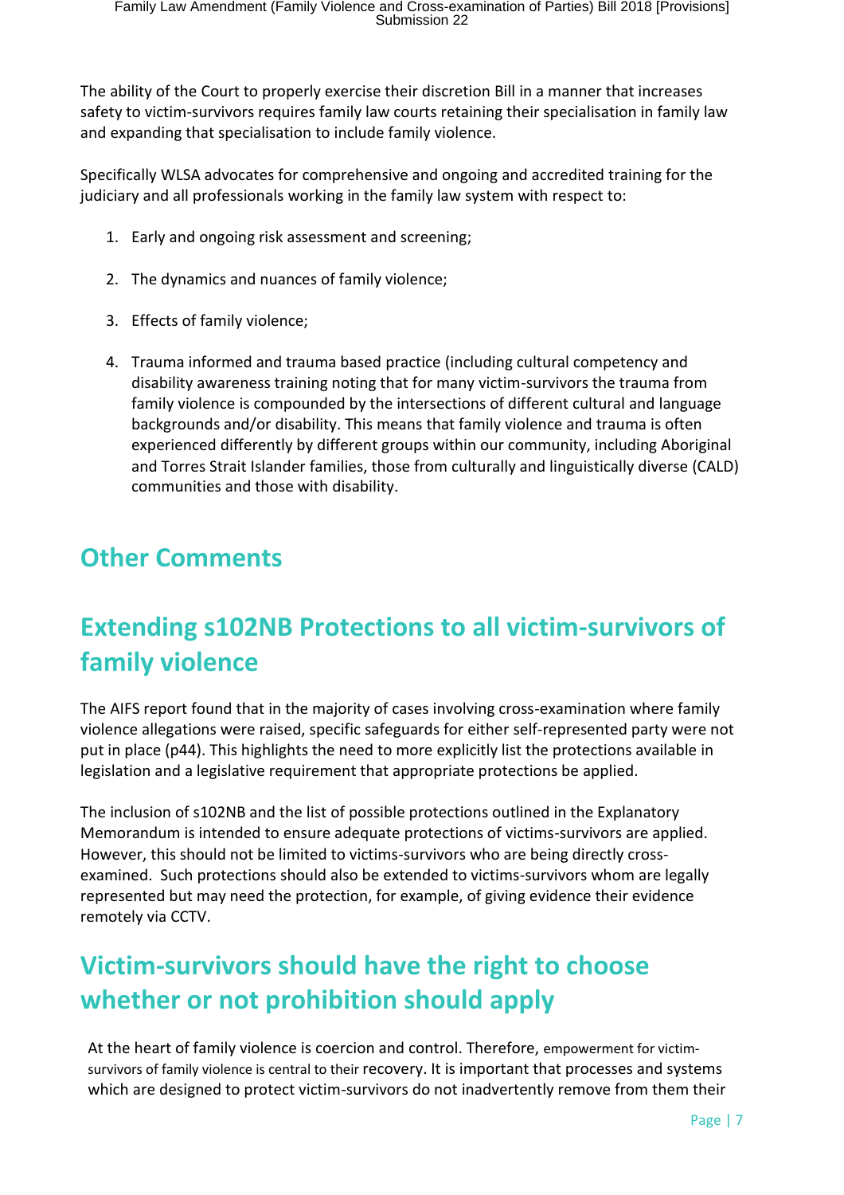The ability of the Court to properly exercise their discretion Bill in a manner that increases safety to victim-survivors requires family law courts retaining their specialisation in family law and expanding that specialisation to include family violence.

Specifically WLSA advocates for comprehensive and ongoing and accredited training for the judiciary and all professionals working in the family law system with respect to:

1. Early and ongoing risk assessment and screening;
2. The dynamics and nuances of family violence;
3. Effects of family violence;
4. Trauma informed and trauma based practice (including cultural competency and disability awareness training noting that for many victim-survivors the trauma from family violence is compounded by the intersections of different cultural and language backgrounds and/or disability. This means that family violence and trauma is often experienced differently by different groups within our community, including Aboriginal and Torres Strait Islander families, those from culturally and linguistically diverse (CALD) communities and those with disability.

## Other Comments

## Extending s102NB Protections to all victim-survivors of family violence

The AIFS report found that in the majority of cases involving cross-examination where family violence allegations were raised, specific safeguards for either self-represented party were not put in place (p44). This highlights the need to more explicitly list the protections available in legislation and a legislative requirement that appropriate protections be applied.

The inclusion of s102NB and the list of possible protections outlined in the Explanatory Memorandum is intended to ensure adequate protections of victims-survivors are applied. However, this should not be limited to victims-survivors who are being directly cross-examined. Such protections should also be extended to victims-survivors whom are legally represented but may need the protection, for example, of giving evidence their evidence remotely via CCTV.

## Victim-survivors should have the right to choose whether or not prohibition should apply

At the heart of family violence is coercion and control. Therefore, empowerment for victim-survivors of family violence is central to their recovery. It is important that processes and systems which are designed to protect victim-survivors do not inadvertently remove from them their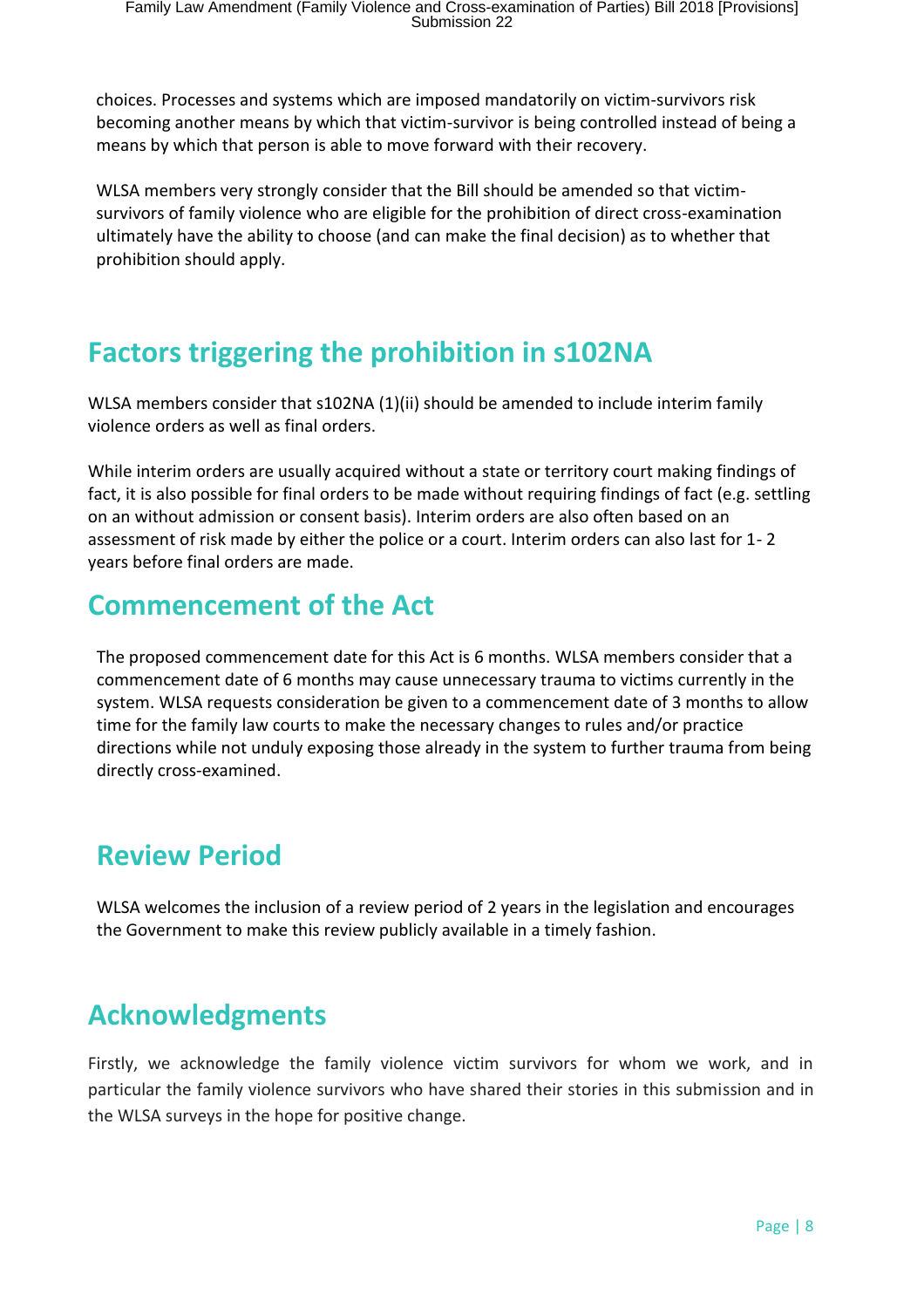choices. Processes and systems which are imposed mandatorily on victim-survivors risk becoming another means by which that victim-survivor is being controlled instead of being a means by which that person is able to move forward with their recovery.

WLSA members very strongly consider that the Bill should be amended so that victim-survivors of family violence who are eligible for the prohibition of direct cross-examination ultimately have the ability to choose (and can make the final decision) as to whether that prohibition should apply.

## Factors triggering the prohibition in s102NA

WLSA members consider that s102NA (1)(ii) should be amended to include interim family violence orders as well as final orders.

While interim orders are usually acquired without a state or territory court making findings of fact, it is also possible for final orders to be made without requiring findings of fact (e.g. settling on an without admission or consent basis). Interim orders are also often based on an assessment of risk made by either the police or a court. Interim orders can also last for 1- 2 years before final orders are made.

## Commencement of the Act

The proposed commencement date for this Act is 6 months. WLSA members consider that a commencement date of 6 months may cause unnecessary trauma to victims currently in the system. WLSA requests consideration be given to a commencement date of 3 months to allow time for the family law courts to make the necessary changes to rules and/or practice directions while not unduly exposing those already in the system to further trauma from being directly cross-examined.

## Review Period

WLSA welcomes the inclusion of a review period of 2 years in the legislation and encourages the Government to make this review publicly available in a timely fashion.

## Acknowledgments

Firstly, we acknowledge the family violence victim survivors for whom we work, and in particular the family violence survivors who have shared their stories in this submission and in the WLSA surveys in the hope for positive change.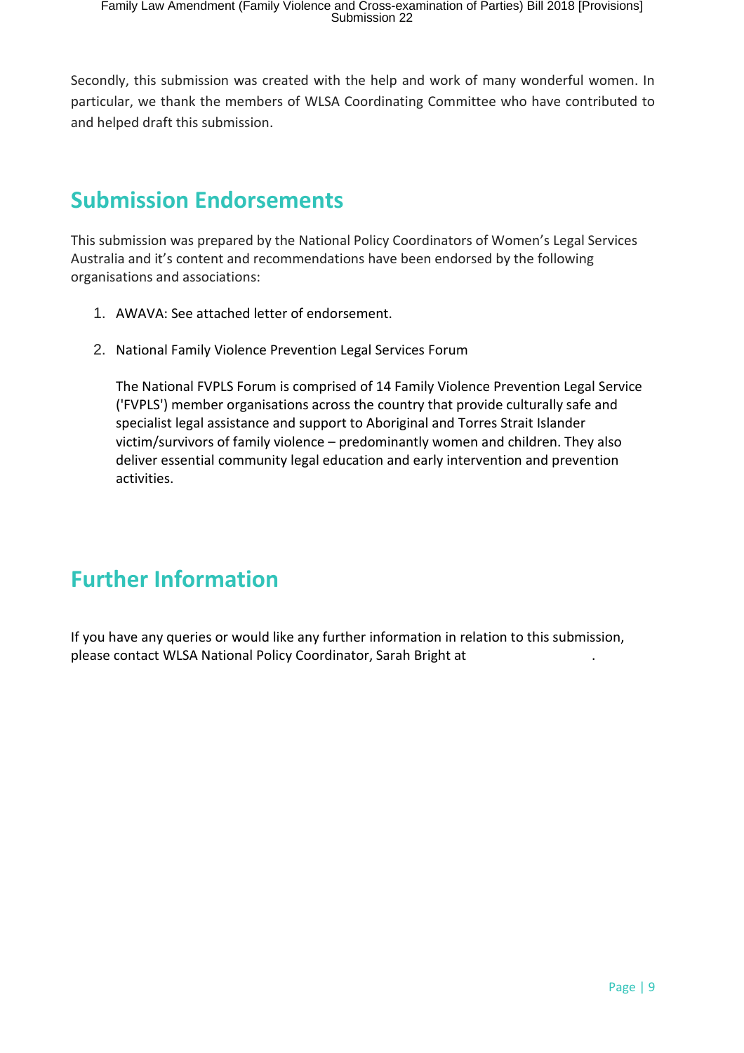Secondly, this submission was created with the help and work of many wonderful women. In particular, we thank the members of WLSA Coordinating Committee who have contributed to and helped draft this submission.

## Submission Endorsements

This submission was prepared by the National Policy Coordinators of Women's Legal Services Australia and it's content and recommendations have been endorsed by the following organisations and associations:

1. AWAVA: See attached letter of endorsement.

2. National Family Violence Prevention Legal Services Forum

   The National FVPLS Forum is comprised of 14 Family Violence Prevention Legal Service ('FVPLS') member organisations across the country that provide culturally safe and specialist legal assistance and support to Aboriginal and Torres Strait Islander victim/survivors of family violence – predominantly women and children. They also deliver essential community legal education and early intervention and prevention activities.

## Further Information

If you have any queries or would like any further information in relation to this submission, please contact WLSA National Policy Coordinator, Sarah Bright at .